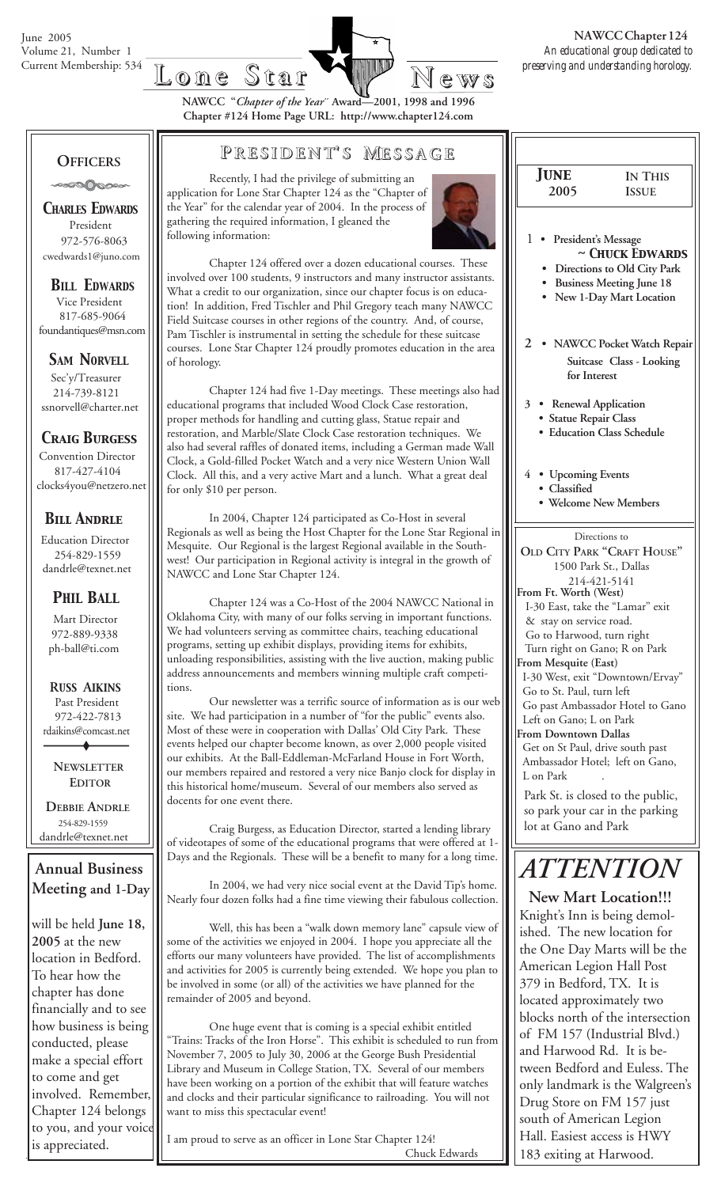June 2005
Volume 21, Number 1
Current Membership: 534

# Lone Star News

**NAWCC Chapter 124**
*An educational group dedicated to preserving and understanding horology.*

**NAWCC "*Chapter of the Year*" Award—2001, 1998 and 1996**
**Chapter #124 Home Page URL: http://www.chapter124.com**

## OFFICERS

**CHARLES EDWARDS**
President
972-576-8063
cwedwards1@juno.com

**BILL EDWARDS**
Vice President
817-685-9064
foundantiques@msn.com

**SAM NORVELL**
Sec'y/Treasurer
214-739-8121
ssnorvell@charter.net

**CRAIG BURGESS**
Convention Director
817-427-4104
clocks4you@netzero.net

**BILL ANDRLE**
Education Director
254-829-1559
dandrle@texnet.net

**PHIL BALL**
Mart Director
972-889-9338
ph-ball@ti.com

**RUSS AIKINS**
Past President
972-422-7813
rdaikins@comcast.net

**NEWSLETTER EDITOR**

**DEBBIE ANDRLE**
254-829-1559
dandrle@texnet.net

## Annual Business Meeting and 1-Day

will be held **June 18, 2005** at the new location in Bedford. To hear how the chapter has done financially and to see how business is being conducted, please make a special effort to come and get involved. Remember, Chapter 124 belongs to you, and your voice is appreciated.

## PRESIDENT'S MESSAGE

Recently, I had the privilege of submitting an application for Lone Star Chapter 124 as the "Chapter of the Year" for the calendar year of 2004. In the process of gathering the required information, I gleaned the following information:

Chapter 124 offered over a dozen educational courses. These involved over 100 students, 9 instructors and many instructor assistants. What a credit to our organization, since our chapter focus is on education! In addition, Fred Tischler and Phil Gregory teach many NAWCC Field Suitcase courses in other regions of the country. And, of course, Pam Tischler is instrumental in setting the schedule for these suitcase courses. Lone Star Chapter 124 proudly promotes education in the area of horology.

Chapter 124 had five 1-Day meetings. These meetings also had educational programs that included Wood Clock Case restoration, proper methods for handling and cutting glass, Statue repair and restoration, and Marble/Slate Clock Case restoration techniques. We also had several raffles of donated items, including a German made Wall Clock, a Gold-filled Pocket Watch and a very nice Western Union Wall Clock. All this, and a very active Mart and a lunch. What a great deal for only $10 per person.

In 2004, Chapter 124 participated as Co-Host in several Regionals as well as being the Host Chapter for the Lone Star Regional in Mesquite. Our Regional is the largest Regional available in the Southwest! Our participation in Regional activity is integral in the growth of NAWCC and Lone Star Chapter 124.

Chapter 124 was a Co-Host of the 2004 NAWCC National in Oklahoma City, with many of our folks serving in important functions. We had volunteers serving as committee chairs, teaching educational programs, setting up exhibit displays, providing items for exhibits, unloading responsibilities, assisting with the live auction, making public address announcements and members winning multiple craft competitions.

Our newsletter was a terrific source of information as is our web site. We had participation in a number of "for the public" events also. Most of these were in cooperation with Dallas' Old City Park. These events helped our chapter become known, as over 2,000 people visited our exhibits. At the Ball-Eddleman-McFarland House in Fort Worth, our members repaired and restored a very nice Banjo clock for display in this historical home/museum. Several of our members also served as docents for one event there.

Craig Burgess, as Education Director, started a lending library of videotapes of some of the educational programs that were offered at 1-Days and the Regionals. These will be a benefit to many for a long time.

In 2004, we had very nice social event at the David Tip's home. Nearly four dozen folks had a fine time viewing their fabulous collection.

Well, this has been a "walk down memory lane" capsule view of some of the activities we enjoyed in 2004. I hope you appreciate all the efforts our many volunteers have provided. The list of accomplishments and activities for 2005 is currently being extended. We hope you plan to be involved in some (or all) of the activities we have planned for the remainder of 2005 and beyond.

One huge event that is coming is a special exhibit entitled "Trains: Tracks of the Iron Horse". This exhibit is scheduled to run from November 7, 2005 to July 30, 2006 at the George Bush Presidential Library and Museum in College Station, TX. Several of our members have been working on a portion of the exhibit that will feature watches and clocks and their particular significance to railroading. You will not want to miss this spectacular event!

I am proud to serve as an officer in Lone Star Chapter 124!

Chuck Edwards

## JUNE 2005 — IN THIS ISSUE

1
- President's Message ~ CHUCK EDWARDS
- Directions to Old City Park
- Business Meeting June 18
- New 1-Day Mart Location

2
- NAWCC Pocket Watch Repair Suitcase Class - Looking for Interest

3
- Renewal Application
- Statue Repair Class
- Education Class Schedule

4
- Upcoming Events
- Classified
- Welcome New Members

Directions to
**OLD CITY PARK "CRAFT HOUSE"**
1500 Park St., Dallas
214-421-5141

**From Ft. Worth (West)**
I-30 East, take the "Lamar" exit & stay on service road.
Go to Harwood, turn right
Turn right on Gano; R on Park

**From Mesquite (East)**
I-30 West, exit "Downtown/Ervay"
Go to St. Paul, turn left
Go past Ambassador Hotel to Gano
Left on Gano; L on Park

**From Downtown Dallas**
Get on St Paul, drive south past Ambassador Hotel; left on Gano, L on Park

Park St. is closed to the public, so park your car in the parking lot at Gano and Park

## ATTENTION

**New Mart Location!!!**

Knight's Inn is being demolished. The new location for the One Day Marts will be the American Legion Hall Post 379 in Bedford, TX. It is located approximately two blocks north of the intersection of FM 157 (Industrial Blvd.) and Harwood Rd. It is between Bedford and Euless. The only landmark is the Walgreen's Drug Store on FM 157 just south of American Legion Hall. Easiest access is HWY 183 exiting at Harwood.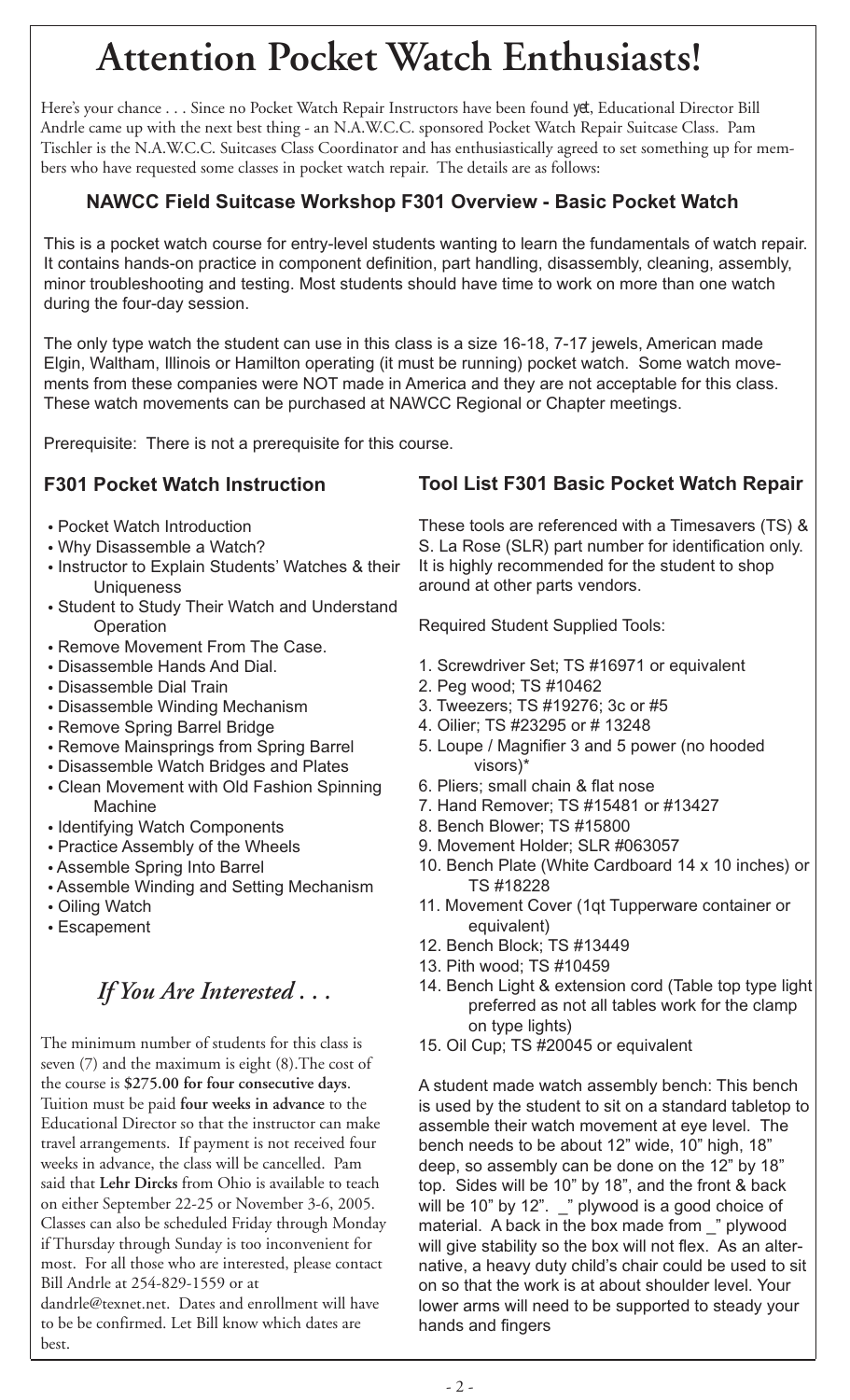# Attention Pocket Watch Enthusiasts!

Here's your chance . . . Since no Pocket Watch Repair Instructors have been found *yet*, Educational Director Bill Andrle came up with the next best thing - an N.A.W.C.C. sponsored Pocket Watch Repair Suitcase Class. Pam Tischler is the N.A.W.C.C. Suitcases Class Coordinator and has enthusiastically agreed to set something up for members who have requested some classes in pocket watch repair. The details are as follows:

## NAWCC Field Suitcase Workshop F301 Overview - Basic Pocket Watch

This is a pocket watch course for entry-level students wanting to learn the fundamentals of watch repair. It contains hands-on practice in component definition, part handling, disassembly, cleaning, assembly, minor troubleshooting and testing. Most students should have time to work on more than one watch during the four-day session.

The only type watch the student can use in this class is a size 16-18, 7-17 jewels, American made Elgin, Waltham, Illinois or Hamilton operating (it must be running) pocket watch. Some watch movements from these companies were NOT made in America and they are not acceptable for this class. These watch movements can be purchased at NAWCC Regional or Chapter meetings.

Prerequisite: There is not a prerequisite for this course.

### F301 Pocket Watch Instruction

- Pocket Watch Introduction
- Why Disassemble a Watch?
- Instructor to Explain Students' Watches & their Uniqueness
- Student to Study Their Watch and Understand Operation
- Remove Movement From The Case.
- Disassemble Hands And Dial.
- Disassemble Dial Train
- Disassemble Winding Mechanism
- Remove Spring Barrel Bridge
- Remove Mainsprings from Spring Barrel
- Disassemble Watch Bridges and Plates
- Clean Movement with Old Fashion Spinning Machine
- Identifying Watch Components
- Practice Assembly of the Wheels
- Assemble Spring Into Barrel
- Assemble Winding and Setting Mechanism
- Oiling Watch
- Escapement

## *If You Are Interested . . .*

The minimum number of students for this class is seven (7) and the maximum is eight (8).The cost of the course is **$275.00 for four consecutive days**. Tuition must be paid **four weeks in advance** to the Educational Director so that the instructor can make travel arrangements. If payment is not received four weeks in advance, the class will be cancelled. Pam said that **Lehr Dircks** from Ohio is available to teach on either September 22-25 or November 3-6, 2005. Classes can also be scheduled Friday through Monday if Thursday through Sunday is too inconvenient for most. For all those who are interested, please contact Bill Andrle at 254-829-1559 or at dandrle@texnet.net. Dates and enrollment will have to be be confirmed. Let Bill know which dates are best.

### Tool List F301 Basic Pocket Watch Repair

These tools are referenced with a Timesavers (TS) & S. La Rose (SLR) part number for identification only. It is highly recommended for the student to shop around at other parts vendors.

Required Student Supplied Tools:

1. Screwdriver Set; TS #16971 or equivalent
2. Peg wood; TS #10462
3. Tweezers; TS #19276; 3c or #5
4. Oilier; TS #23295 or # 13248
5. Loupe / Magnifier 3 and 5 power (no hooded visors)*
6. Pliers; small chain & flat nose
7. Hand Remover; TS #15481 or #13427
8. Bench Blower; TS #15800
9. Movement Holder; SLR #063057
10. Bench Plate (White Cardboard 14 x 10 inches) or TS #18228
11. Movement Cover (1qt Tupperware container or equivalent)
12. Bench Block; TS #13449
13. Pith wood; TS #10459
14. Bench Light & extension cord (Table top type light preferred as not all tables work for the clamp on type lights)
15. Oil Cup; TS #20045 or equivalent

A student made watch assembly bench: This bench is used by the student to sit on a standard tabletop to assemble their watch movement at eye level. The bench needs to be about 12" wide, 10" high, 18" deep, so assembly can be done on the 12" by 18" top. Sides will be 10" by 18", and the front & back will be 10" by 12". _" plywood is a good choice of material. A back in the box made from _" plywood will give stability so the box will not flex. As an alternative, a heavy duty child's chair could be used to sit on so that the work is at about shoulder level. Your lower arms will need to be supported to steady your hands and fingers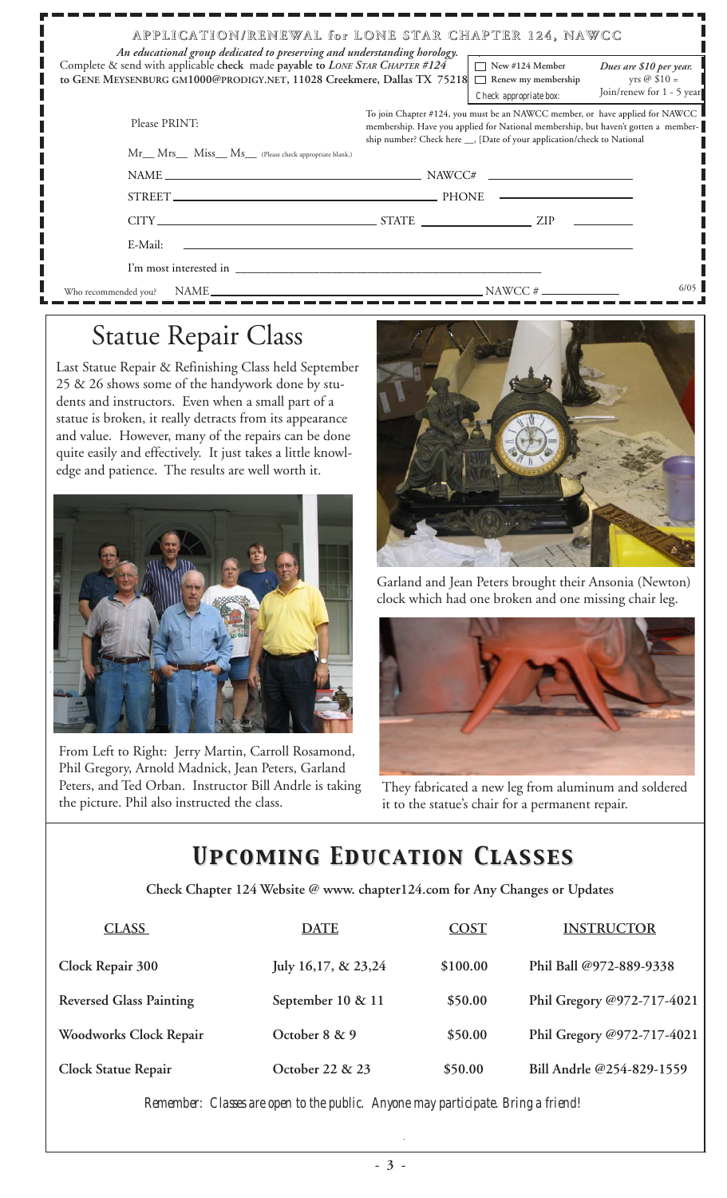## APPLICATION/RENEWAL for LONE STAR CHAPTER 124, NAWCC

*An educational group dedicated to preserving and understanding horology.*

Complete & send with applicable **check** made **payable to** *LONE STAR CHAPTER #124* **to GENE MEYSENBURG GM1000@PRODIGY.NET, 11028 Creekmere, Dallas TX 75218**

☐ New #124 Member
☐ Renew my membership
Check appropriate box:

*Dues are $10 per year.* yrs @ $10 = Join/renew for 1 - 5 year

Please PRINT:

To join Chapter #124, you must be an NAWCC member, or have applied for NAWCC membership. Have you applied for National membership, but haven't gotten a membership number? Check here __, [Date of your application/check to National

Mr__ Mrs__ Miss__ Ms__ (Please check appropriate blank.)

NAME ____________________ NAWCC# ____________

STREET ____________________ PHONE ____________

CITY ____________ STATE ____________ ZIP ________

E-Mail: ____________________

I'm most interested in ____________________

Who recommended you? NAME ____________________ NAWCC # ____________

6/05

# Statue Repair Class

Last Statue Repair & Refinishing Class held September 25 & 26 shows some of the handywork done by students and instructors. Even when a small part of a statue is broken, it really detracts from its appearance and value. However, many of the repairs can be done quite easily and effectively. It just takes a little knowledge and patience. The results are well worth it.

From Left to Right: Jerry Martin, Carroll Rosamond, Phil Gregory, Arnold Madnick, Jean Peters, Garland Peters, and Ted Orban. Instructor Bill Andrle is taking the picture. Phil also instructed the class.

Garland and Jean Peters brought their Ansonia (Newton) clock which had one broken and one missing chair leg.

They fabricated a new leg from aluminum and soldered it to the statue's chair for a permanent repair.

# *Upcoming Education Classes*

**Check Chapter 124 Website @ www. chapter124.com for Any Changes or Updates**

| CLASS | DATE | COST | INSTRUCTOR |
|---|---|---|---|
| **Clock Repair 300** | July 16,17, & 23,24 | $100.00 | Phil Ball @972-889-9338 |
| **Reversed Glass Painting** | September 10 & 11 | $50.00 | Phil Gregory @972-717-4021 |
| **Woodworks Clock Repair** | October 8 & 9 | $50.00 | Phil Gregory @972-717-4021 |
| **Clock Statue Repair** | October 22 & 23 | $50.00 | Bill Andrle @254-829-1559 |

*Remember: Classes are open to the public. Anyone may participate. Bring a friend!*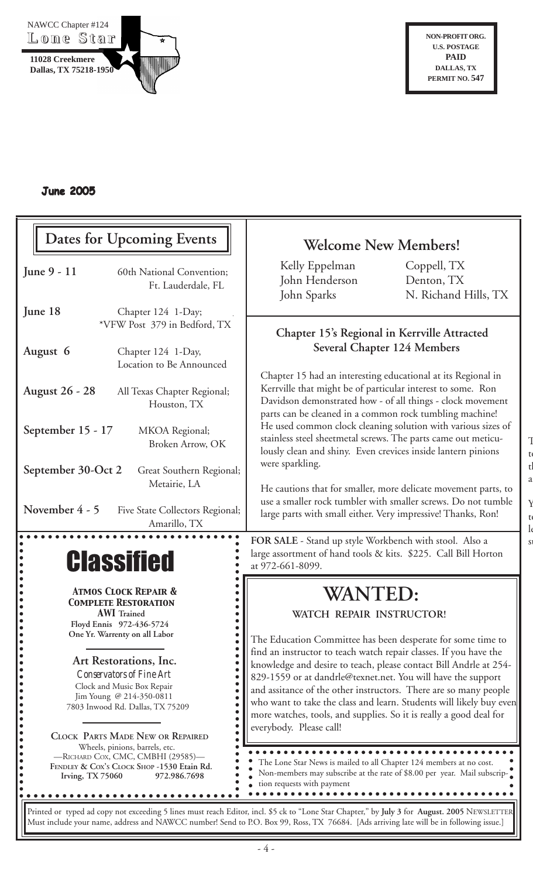NAWCC Chapter #124
Lone Star
11028 Creekmere
Dallas, TX 75218-1950

NON-PROFIT ORG.
U.S. POSTAGE
PAID
DALLAS, TX
PERMIT NO. 547

**June 2005**

## Dates for Upcoming Events

| | |
|---|---|
| **June 9 - 11** | 60th National Convention; Ft. Lauderdale, FL |
| **June 18** | Chapter 124 1-Day; *VFW Post 379 in Bedford, TX |
| **August 6** | Chapter 124 1-Day, Location to Be Announced |
| **August 26 - 28** | All Texas Chapter Regional; Houston, TX |
| **September 15 - 17** | MKOA Regional; Broken Arrow, OK |
| **September 30-Oct 2** | Great Southern Regional; Metairie, LA |
| **November 4 - 5** | Five State Collectors Regional; Amarillo, TX |

# Classified

**ATMOS CLOCK REPAIR & COMPLETE RESTORATION**
**AWI Trained**
**Floyd Ennis 972-436-5724**
**One Yr. Warrenty on all Labor**

**Art Restorations, Inc.**
*Conservators of Fine Art*
Clock and Music Box Repair
Jim Young @ 214-350-0811
7803 Inwood Rd. Dallas, TX 75209

**CLOCK PARTS MADE NEW OR REPAIRED**
Wheels, pinions, barrels, etc.
—RICHARD COX, CMC, CMBHI (29585)—
**FENDLEY & COX'S CLOCK SHOP -1530 Etain Rd.**
**Irving, TX 75060 972.986.7698**

## Welcome New Members!

| | |
|---|---|
| Kelly Eppelman | Coppell, TX |
| John Henderson | Denton, TX |
| John Sparks | N. Richand Hills, TX |

### Chapter 15's Regional in Kerrville Attracted Several Chapter 124 Members

Chapter 15 had an interesting educational at its Regional in Kerrville that might be of particular interest to some. Ron Davidson demonstrated how - of all things - clock movement parts can be cleaned in a common rock tumbling machine! He used common clock cleaning solution with various sizes of stainless steel sheetmetal screws. The parts came out meticulously clean and shiny. Even crevices inside lantern pinions were sparkling.

He cautions that for smaller, more delicate movement parts, to use a smaller rock tumbler with smaller screws. Do not tumble large parts with small either. Very impressive! Thanks, Ron!

**FOR SALE** - Stand up style Workbench with stool. Also a large assortment of hand tools & kits. $225. Call Bill Horton at 972-661-8099.

# WANTED:

**WATCH REPAIR INSTRUCTOR!**

The Education Committee has been desperate for some time to find an instructor to teach watch repair classes. If you have the knowledge and desire to teach, please contact Bill Andrle at 254-829-1559 or at dandrle@texnet.net. You will have the support and assitance of the other instructors. There are so many people who want to take the class and learn. Students will likely buy even more watches, tools, and supplies. So it is really a good deal for everybody. Please call!

The Lone Star News is mailed to all Chapter 124 members at no cost. Non-members may subscribe at the rate of $8.00 per year. Mail subscription requests with payment

Printed or typed ad copy not exceeding 5 lines must reach Editor, incl. $5 ck to "Lone Star Chapter," by **July 3** for **August. 2005** NEWSLETTER Must include your name, address and NAWCC number! Send to P.O. Box 99, Ross, TX 76684. [Ads arriving late will be in following issue.]